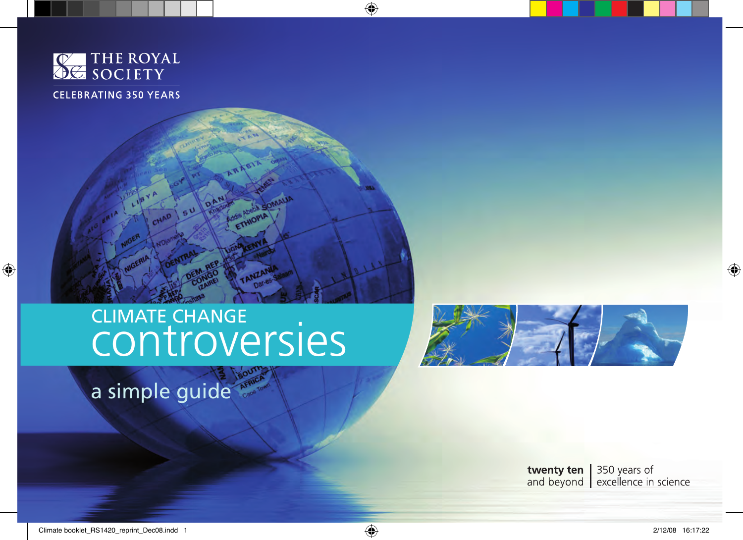THE ROYAL SOCIETY

CELEBRATING 350 YEARS

# CLIMATE CHANGE controversies

## a simple guide

**twenty ten** and beyond | 350 years of excellence in science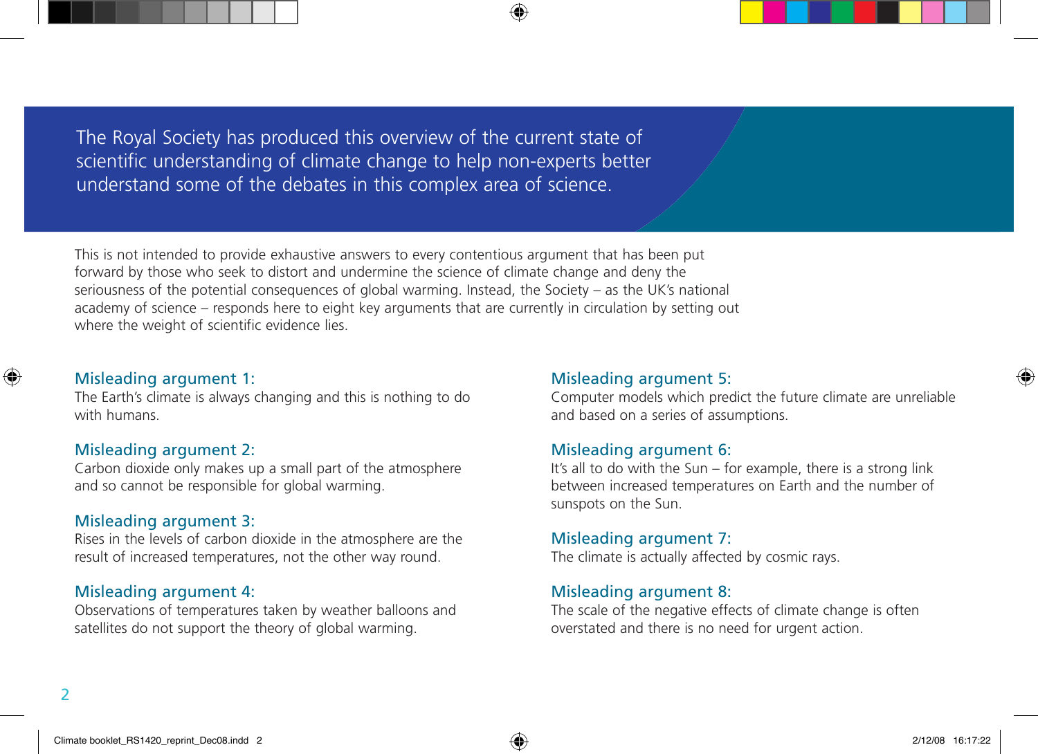The Royal Society has produced this overview of the current state of scientific understanding of climate change to help non-experts better understand some of the debates in this complex area of science.

This is not intended to provide exhaustive answers to every contentious argument that has been put forward by those who seek to distort and undermine the science of climate change and deny the seriousness of the potential consequences of global warming. Instead, the Society – as the UK's national academy of science – responds here to eight key arguments that are currently in circulation by setting out where the weight of scientific evidence lies.

### Misleading argument 1:
The Earth's climate is always changing and this is nothing to do with humans.

### Misleading argument 2:
Carbon dioxide only makes up a small part of the atmosphere and so cannot be responsible for global warming.

### Misleading argument 3:
Rises in the levels of carbon dioxide in the atmosphere are the result of increased temperatures, not the other way round.

### Misleading argument 4:
Observations of temperatures taken by weather balloons and satellites do not support the theory of global warming.

### Misleading argument 5:
Computer models which predict the future climate are unreliable and based on a series of assumptions.

### Misleading argument 6:
It's all to do with the Sun – for example, there is a strong link between increased temperatures on Earth and the number of sunspots on the Sun.

### Misleading argument 7:
The climate is actually affected by cosmic rays.

### Misleading argument 8:
The scale of the negative effects of climate change is often overstated and there is no need for urgent action.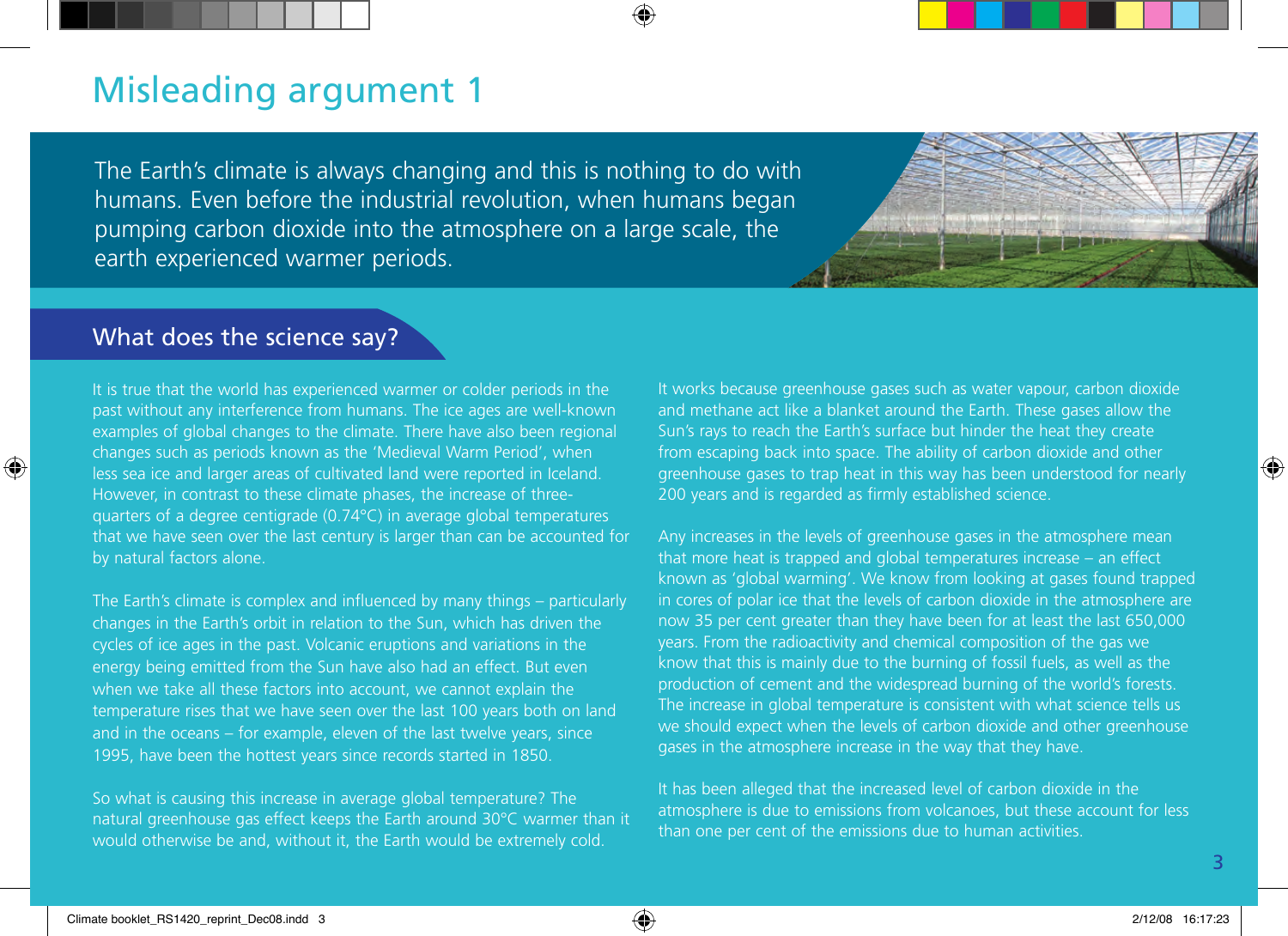# Misleading argument 1

The Earth's climate is always changing and this is nothing to do with humans. Even before the industrial revolution, when humans began pumping carbon dioxide into the atmosphere on a large scale, the earth experienced warmer periods.

## What does the science say?

It is true that the world has experienced warmer or colder periods in the past without any interference from humans. The ice ages are well-known examples of global changes to the climate. There have also been regional changes such as periods known as the 'Medieval Warm Period', when less sea ice and larger areas of cultivated land were reported in Iceland. However, in contrast to these climate phases, the increase of three-quarters of a degree centigrade (0.74°C) in average global temperatures that we have seen over the last century is larger than can be accounted for by natural factors alone.

The Earth's climate is complex and influenced by many things – particularly changes in the Earth's orbit in relation to the Sun, which has driven the cycles of ice ages in the past. Volcanic eruptions and variations in the energy being emitted from the Sun have also had an effect. But even when we take all these factors into account, we cannot explain the temperature rises that we have seen over the last 100 years both on land and in the oceans – for example, eleven of the last twelve years, since 1995, have been the hottest years since records started in 1850.

So what is causing this increase in average global temperature? The natural greenhouse gas effect keeps the Earth around 30°C warmer than it would otherwise be and, without it, the Earth would be extremely cold.

It works because greenhouse gases such as water vapour, carbon dioxide and methane act like a blanket around the Earth. These gases allow the Sun's rays to reach the Earth's surface but hinder the heat they create from escaping back into space. The ability of carbon dioxide and other greenhouse gases to trap heat in this way has been understood for nearly 200 years and is regarded as firmly established science.

Any increases in the levels of greenhouse gases in the atmosphere mean that more heat is trapped and global temperatures increase – an effect known as 'global warming'. We know from looking at gases found trapped in cores of polar ice that the levels of carbon dioxide in the atmosphere are now 35 per cent greater than they have been for at least the last 650,000 years. From the radioactivity and chemical composition of the gas we know that this is mainly due to the burning of fossil fuels, as well as the production of cement and the widespread burning of the world's forests. The increase in global temperature is consistent with what science tells us we should expect when the levels of carbon dioxide and other greenhouse gases in the atmosphere increase in the way that they have.

It has been alleged that the increased level of carbon dioxide in the atmosphere is due to emissions from volcanoes, but these account for less than one per cent of the emissions due to human activities.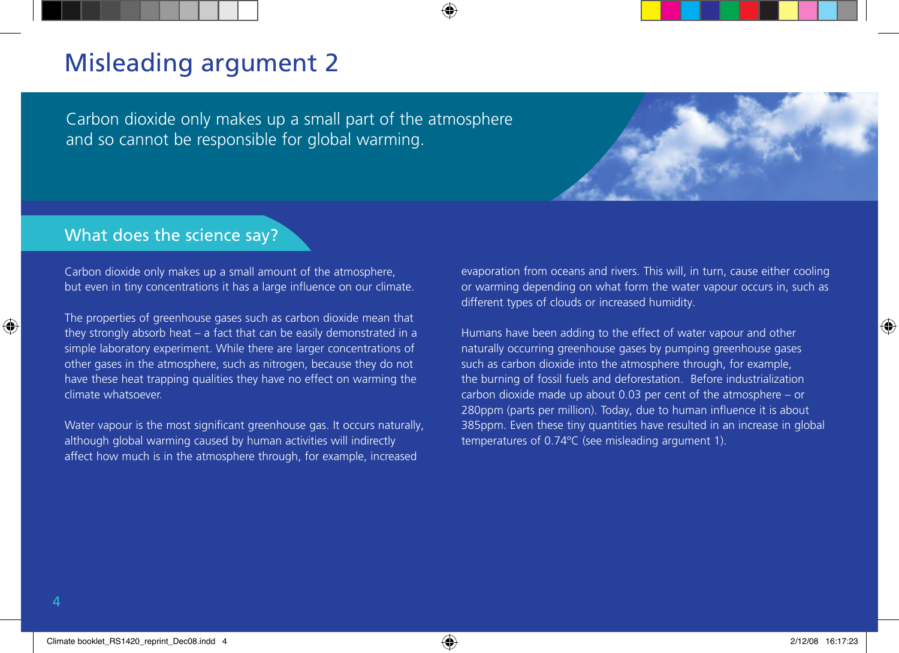# Misleading argument 2

Carbon dioxide only makes up a small part of the atmosphere and so cannot be responsible for global warming.

## What does the science say?

Carbon dioxide only makes up a small amount of the atmosphere, but even in tiny concentrations it has a large influence on our climate.

The properties of greenhouse gases such as carbon dioxide mean that they strongly absorb heat – a fact that can be easily demonstrated in a simple laboratory experiment. While there are larger concentrations of other gases in the atmosphere, such as nitrogen, because they do not have these heat trapping qualities they have no effect on warming the climate whatsoever.

Water vapour is the most significant greenhouse gas. It occurs naturally, although global warming caused by human activities will indirectly affect how much is in the atmosphere through, for example, increased evaporation from oceans and rivers. This will, in turn, cause either cooling or warming depending on what form the water vapour occurs in, such as different types of clouds or increased humidity.

Humans have been adding to the effect of water vapour and other naturally occurring greenhouse gases by pumping greenhouse gases such as carbon dioxide into the atmosphere through, for example, the burning of fossil fuels and deforestation. Before industrialization carbon dioxide made up about 0.03 per cent of the atmosphere – or 280ppm (parts per million). Today, due to human influence it is about 385ppm. Even these tiny quantities have resulted in an increase in global temperatures of 0.74°C (see misleading argument 1).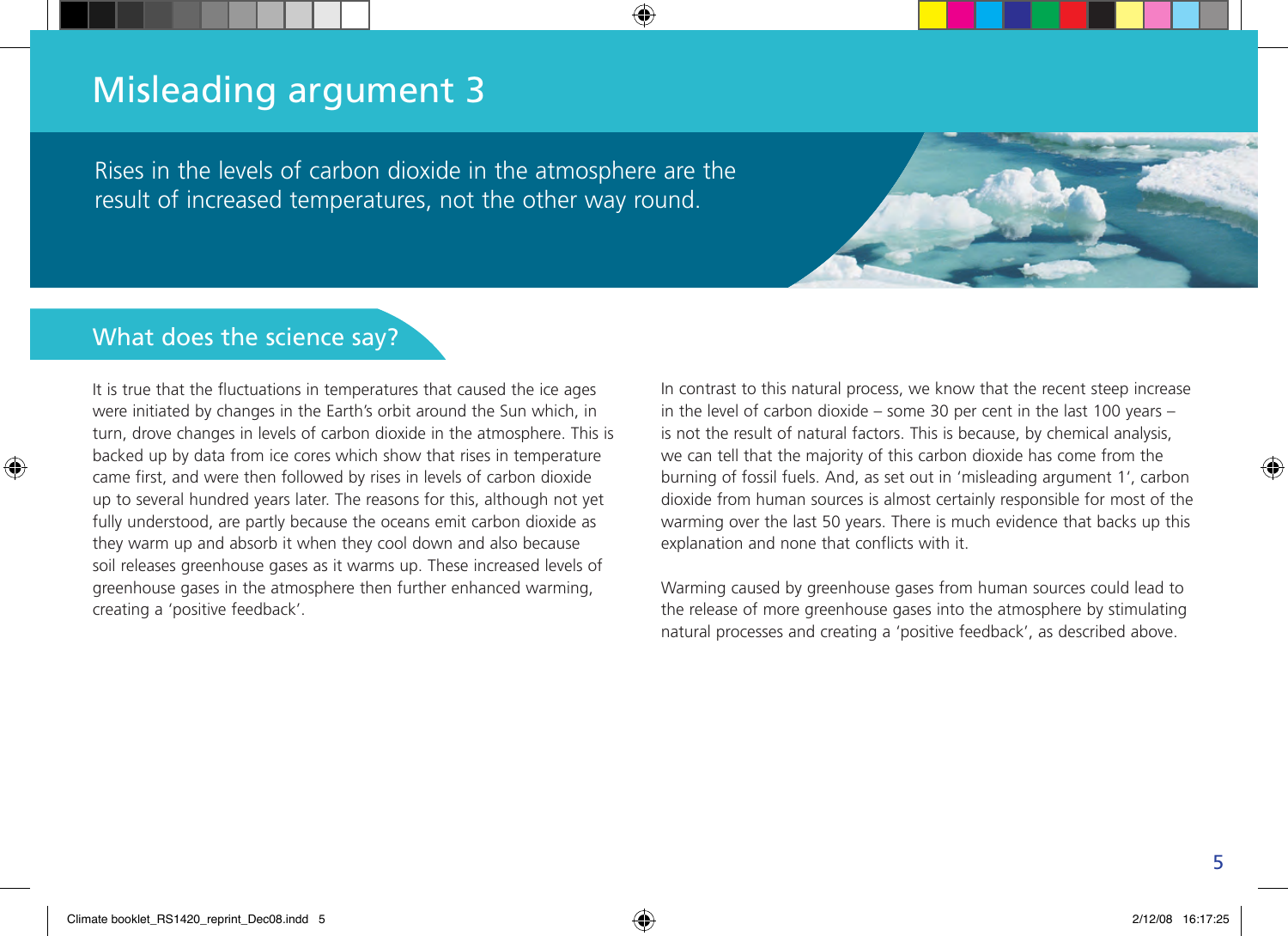# Misleading argument 3

Rises in the levels of carbon dioxide in the atmosphere are the result of increased temperatures, not the other way round.

## What does the science say?

It is true that the fluctuations in temperatures that caused the ice ages were initiated by changes in the Earth's orbit around the Sun which, in turn, drove changes in levels of carbon dioxide in the atmosphere. This is backed up by data from ice cores which show that rises in temperature came first, and were then followed by rises in levels of carbon dioxide up to several hundred years later. The reasons for this, although not yet fully understood, are partly because the oceans emit carbon dioxide as they warm up and absorb it when they cool down and also because soil releases greenhouse gases as it warms up. These increased levels of greenhouse gases in the atmosphere then further enhanced warming, creating a 'positive feedback'.

In contrast to this natural process, we know that the recent steep increase in the level of carbon dioxide – some 30 per cent in the last 100 years – is not the result of natural factors. This is because, by chemical analysis, we can tell that the majority of this carbon dioxide has come from the burning of fossil fuels. And, as set out in 'misleading argument 1', carbon dioxide from human sources is almost certainly responsible for most of the warming over the last 50 years. There is much evidence that backs up this explanation and none that conflicts with it.

Warming caused by greenhouse gases from human sources could lead to the release of more greenhouse gases into the atmosphere by stimulating natural processes and creating a 'positive feedback', as described above.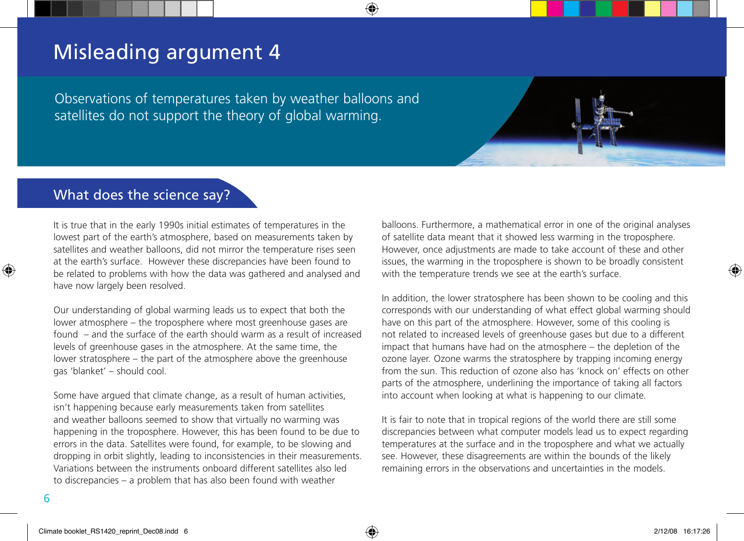# Misleading argument 4

Observations of temperatures taken by weather balloons and satellites do not support the theory of global warming.

## What does the science say?

It is true that in the early 1990s initial estimates of temperatures in the lowest part of the earth's atmosphere, based on measurements taken by satellites and weather balloons, did not mirror the temperature rises seen at the earth's surface. However these discrepancies have been found to be related to problems with how the data was gathered and analysed and have now largely been resolved.

Our understanding of global warming leads us to expect that both the lower atmosphere – the troposphere where most greenhouse gases are found – and the surface of the earth should warm as a result of increased levels of greenhouse gases in the atmosphere. At the same time, the lower stratosphere – the part of the atmosphere above the greenhouse gas 'blanket' – should cool.

Some have argued that climate change, as a result of human activities, isn't happening because early measurements taken from satellites and weather balloons seemed to show that virtually no warming was happening in the troposphere. However, this has been found to be due to errors in the data. Satellites were found, for example, to be slowing and dropping in orbit slightly, leading to inconsistencies in their measurements. Variations between the instruments onboard different satellites also led to discrepancies – a problem that has also been found with weather balloons. Furthermore, a mathematical error in one of the original analyses of satellite data meant that it showed less warming in the troposphere. However, once adjustments are made to take account of these and other issues, the warming in the troposphere is shown to be broadly consistent with the temperature trends we see at the earth's surface.

In addition, the lower stratosphere has been shown to be cooling and this corresponds with our understanding of what effect global warming should have on this part of the atmosphere. However, some of this cooling is not related to increased levels of greenhouse gases but due to a different impact that humans have had on the atmosphere – the depletion of the ozone layer. Ozone warms the stratosphere by trapping incoming energy from the sun. This reduction of ozone also has 'knock on' effects on other parts of the atmosphere, underlining the importance of taking all factors into account when looking at what is happening to our climate.

It is fair to note that in tropical regions of the world there are still some discrepancies between what computer models lead us to expect regarding temperatures at the surface and in the troposphere and what we actually see. However, these disagreements are within the bounds of the likely remaining errors in the observations and uncertainties in the models.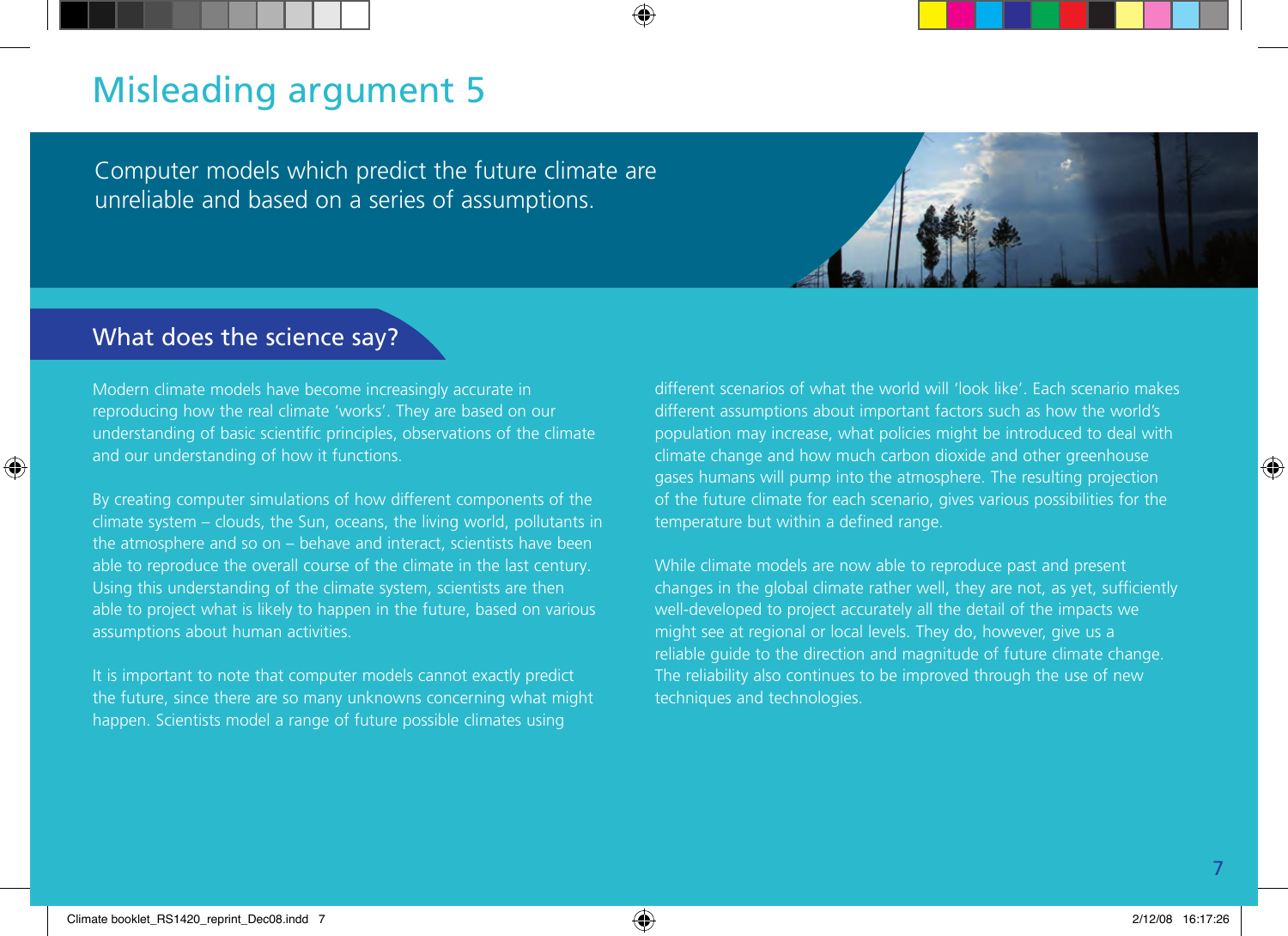# Misleading argument 5

Computer models which predict the future climate are unreliable and based on a series of assumptions.

## What does the science say?

Modern climate models have become increasingly accurate in reproducing how the real climate 'works'. They are based on our understanding of basic scientific principles, observations of the climate and our understanding of how it functions.

By creating computer simulations of how different components of the climate system – clouds, the Sun, oceans, the living world, pollutants in the atmosphere and so on – behave and interact, scientists have been able to reproduce the overall course of the climate in the last century. Using this understanding of the climate system, scientists are then able to project what is likely to happen in the future, based on various assumptions about human activities.

It is important to note that computer models cannot exactly predict the future, since there are so many unknowns concerning what might happen. Scientists model a range of future possible climates using different scenarios of what the world will 'look like'. Each scenario makes different assumptions about important factors such as how the world's population may increase, what policies might be introduced to deal with climate change and how much carbon dioxide and other greenhouse gases humans will pump into the atmosphere. The resulting projection of the future climate for each scenario, gives various possibilities for the temperature but within a defined range.

While climate models are now able to reproduce past and present changes in the global climate rather well, they are not, as yet, sufficiently well-developed to project accurately all the detail of the impacts we might see at regional or local levels. They do, however, give us a reliable guide to the direction and magnitude of future climate change. The reliability also continues to be improved through the use of new techniques and technologies.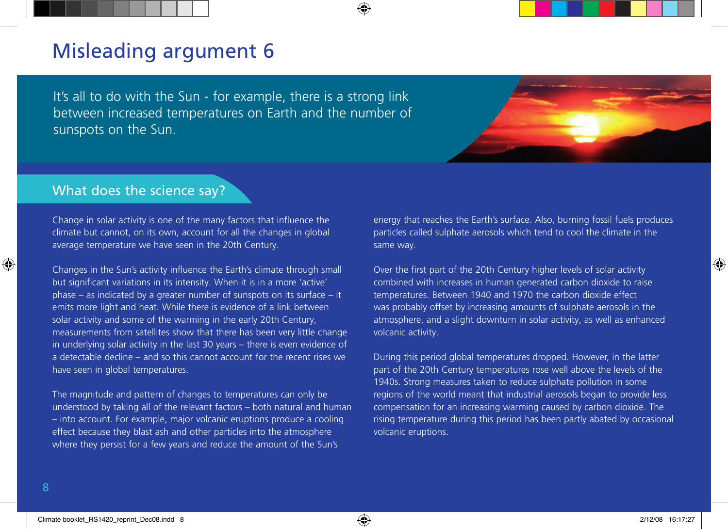# Misleading argument 6

It's all to do with the Sun - for example, there is a strong link between increased temperatures on Earth and the number of sunspots on the Sun.

## What does the science say?

Change in solar activity is one of the many factors that influence the climate but cannot, on its own, account for all the changes in global average temperature we have seen in the 20th Century.

Changes in the Sun's activity influence the Earth's climate through small but significant variations in its intensity. When it is in a more 'active' phase – as indicated by a greater number of sunspots on its surface – it emits more light and heat. While there is evidence of a link between solar activity and some of the warming in the early 20th Century, measurements from satellites show that there has been very little change in underlying solar activity in the last 30 years – there is even evidence of a detectable decline – and so this cannot account for the recent rises we have seen in global temperatures.

The magnitude and pattern of changes to temperatures can only be understood by taking all of the relevant factors – both natural and human – into account. For example, major volcanic eruptions produce a cooling effect because they blast ash and other particles into the atmosphere where they persist for a few years and reduce the amount of the Sun's energy that reaches the Earth's surface. Also, burning fossil fuels produces particles called sulphate aerosols which tend to cool the climate in the same way.

Over the first part of the 20th Century higher levels of solar activity combined with increases in human generated carbon dioxide to raise temperatures. Between 1940 and 1970 the carbon dioxide effect was probably offset by increasing amounts of sulphate aerosols in the atmosphere, and a slight downturn in solar activity, as well as enhanced volcanic activity.

During this period global temperatures dropped. However, in the latter part of the 20th Century temperatures rose well above the levels of the 1940s. Strong measures taken to reduce sulphate pollution in some regions of the world meant that industrial aerosols began to provide less compensation for an increasing warming caused by carbon dioxide. The rising temperature during this period has been partly abated by occasional volcanic eruptions.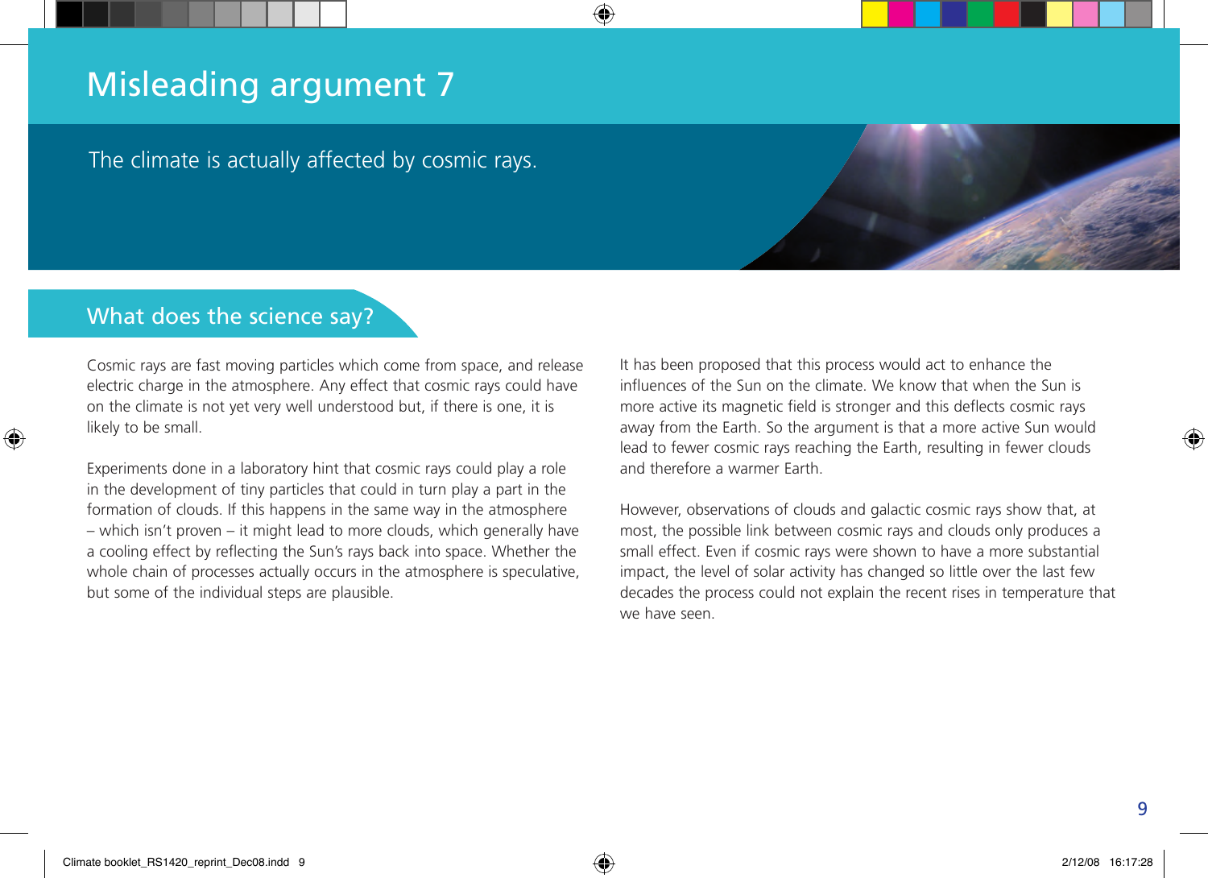# Misleading argument 7

The climate is actually affected by cosmic rays.

## What does the science say?

Cosmic rays are fast moving particles which come from space, and release electric charge in the atmosphere. Any effect that cosmic rays could have on the climate is not yet very well understood but, if there is one, it is likely to be small.

Experiments done in a laboratory hint that cosmic rays could play a role in the development of tiny particles that could in turn play a part in the formation of clouds. If this happens in the same way in the atmosphere – which isn't proven – it might lead to more clouds, which generally have a cooling effect by reflecting the Sun's rays back into space. Whether the whole chain of processes actually occurs in the atmosphere is speculative, but some of the individual steps are plausible.

It has been proposed that this process would act to enhance the influences of the Sun on the climate. We know that when the Sun is more active its magnetic field is stronger and this deflects cosmic rays away from the Earth. So the argument is that a more active Sun would lead to fewer cosmic rays reaching the Earth, resulting in fewer clouds and therefore a warmer Earth.

However, observations of clouds and galactic cosmic rays show that, at most, the possible link between cosmic rays and clouds only produces a small effect. Even if cosmic rays were shown to have a more substantial impact, the level of solar activity has changed so little over the last few decades the process could not explain the recent rises in temperature that we have seen.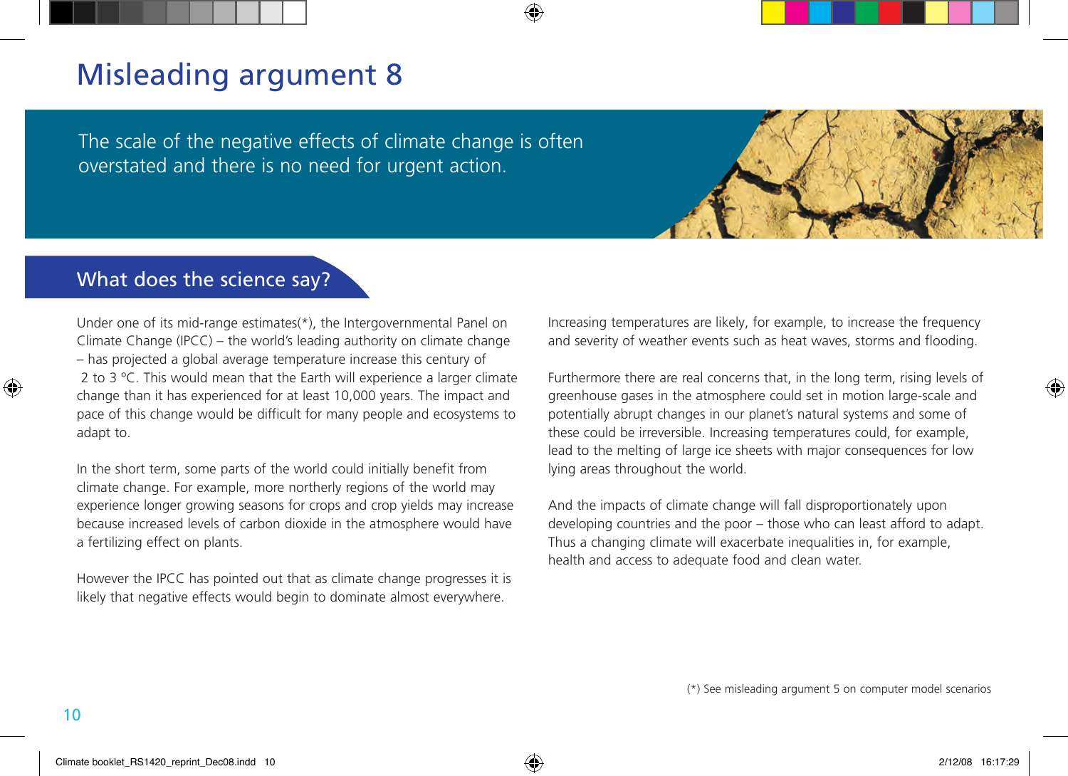# Misleading argument 8

The scale of the negative effects of climate change is often overstated and there is no need for urgent action.

## What does the science say?

Under one of its mid-range estimates(*), the Intergovernmental Panel on Climate Change (IPCC) – the world's leading authority on climate change – has projected a global average temperature increase this century of 2 to 3 ºC. This would mean that the Earth will experience a larger climate change than it has experienced for at least 10,000 years. The impact and pace of this change would be difficult for many people and ecosystems to adapt to.

In the short term, some parts of the world could initially benefit from climate change. For example, more northerly regions of the world may experience longer growing seasons for crops and crop yields may increase because increased levels of carbon dioxide in the atmosphere would have a fertilizing effect on plants.

However the IPCC has pointed out that as climate change progresses it is likely that negative effects would begin to dominate almost everywhere.

Increasing temperatures are likely, for example, to increase the frequency and severity of weather events such as heat waves, storms and flooding.

Furthermore there are real concerns that, in the long term, rising levels of greenhouse gases in the atmosphere could set in motion large-scale and potentially abrupt changes in our planet's natural systems and some of these could be irreversible. Increasing temperatures could, for example, lead to the melting of large ice sheets with major consequences for low lying areas throughout the world.

And the impacts of climate change will fall disproportionately upon developing countries and the poor – those who can least afford to adapt. Thus a changing climate will exacerbate inequalities in, for example, health and access to adequate food and clean water.

(*) See misleading argument 5 on computer model scenarios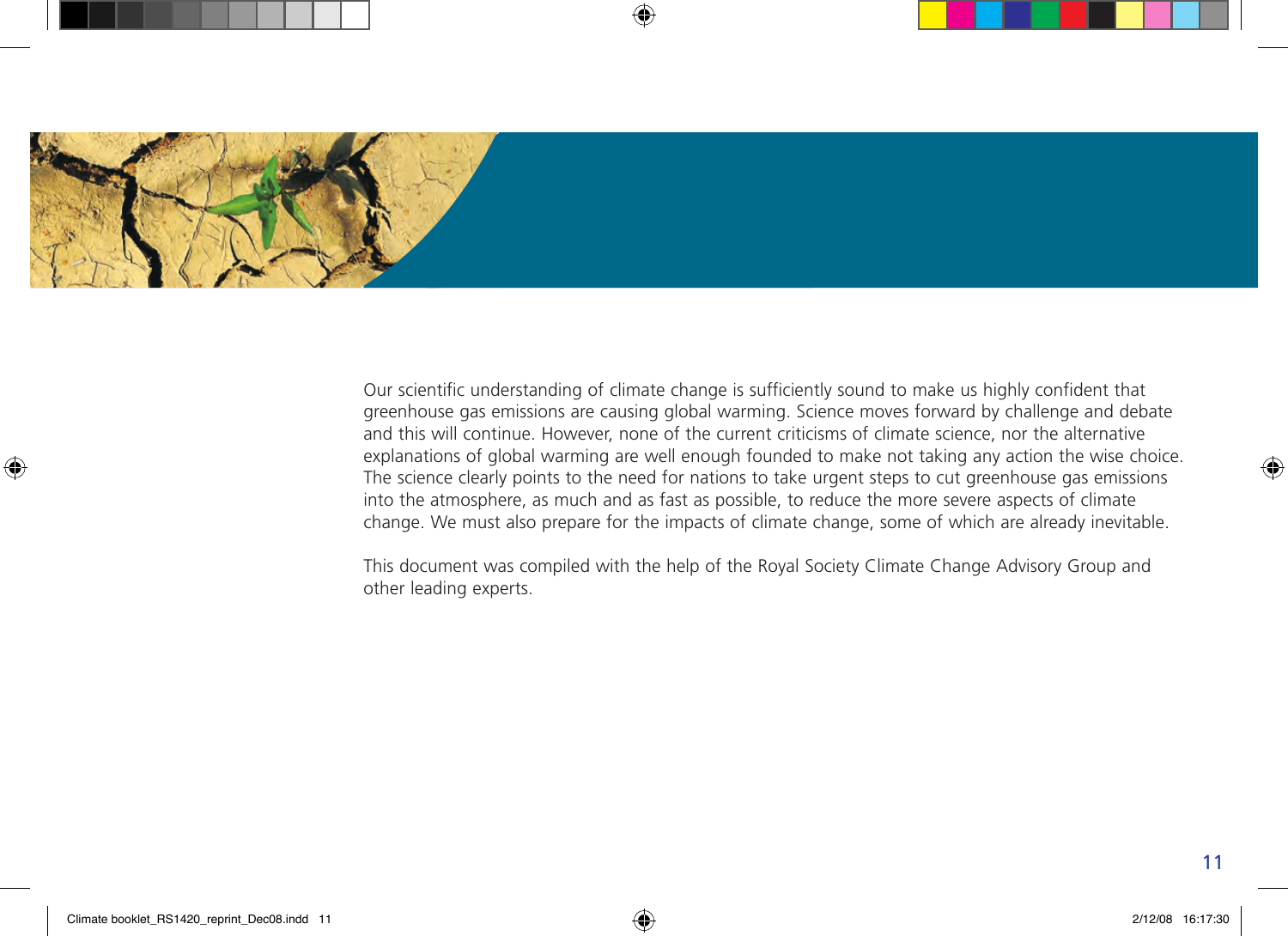Our scientific understanding of climate change is sufficiently sound to make us highly confident that greenhouse gas emissions are causing global warming. Science moves forward by challenge and debate and this will continue. However, none of the current criticisms of climate science, nor the alternative explanations of global warming are well enough founded to make not taking any action the wise choice. The science clearly points to the need for nations to take urgent steps to cut greenhouse gas emissions into the atmosphere, as much and as fast as possible, to reduce the more severe aspects of climate change. We must also prepare for the impacts of climate change, some of which are already inevitable.

This document was compiled with the help of the Royal Society Climate Change Advisory Group and other leading experts.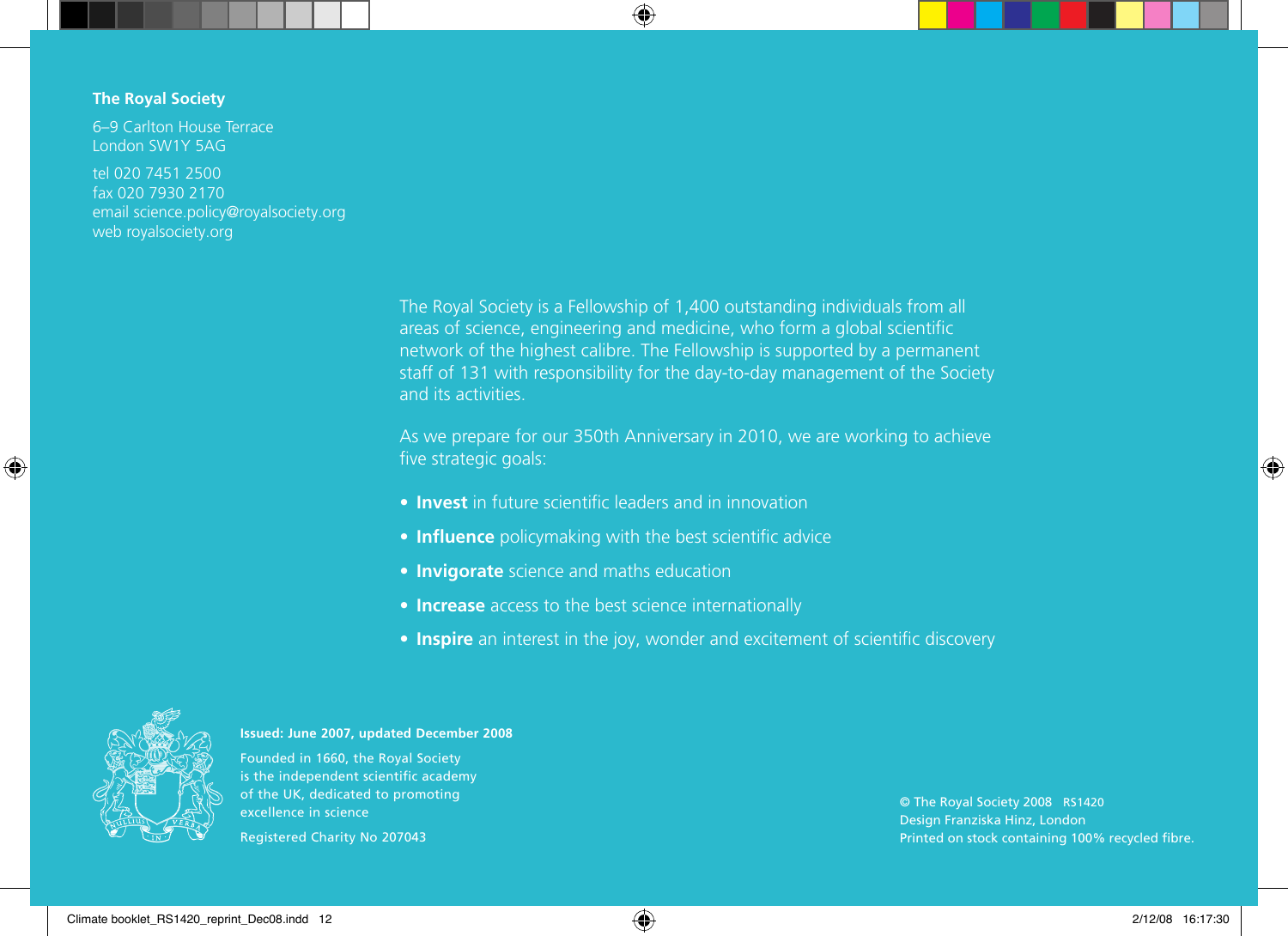**The Royal Society**

6–9 Carlton House Terrace
London SW1Y 5AG

tel 020 7451 2500
fax 020 7930 2170
email science.policy@royalsociety.org
web royalsociety.org

The Royal Society is a Fellowship of 1,400 outstanding individuals from all areas of science, engineering and medicine, who form a global scientific network of the highest calibre. The Fellowship is supported by a permanent staff of 131 with responsibility for the day-to-day management of the Society and its activities.

As we prepare for our 350th Anniversary in 2010, we are working to achieve five strategic goals:

- **Invest** in future scientific leaders and in innovation
- **Influence** policymaking with the best scientific advice
- **Invigorate** science and maths education
- **Increase** access to the best science internationally
- **Inspire** an interest in the joy, wonder and excitement of scientific discovery

**Issued: June 2007, updated December 2008**

Founded in 1660, the Royal Society is the independent scientific academy of the UK, dedicated to promoting excellence in science

Registered Charity No 207043

© The Royal Society 2008 RS1420
Design Franziska Hinz, London
Printed on stock containing 100% recycled fibre.